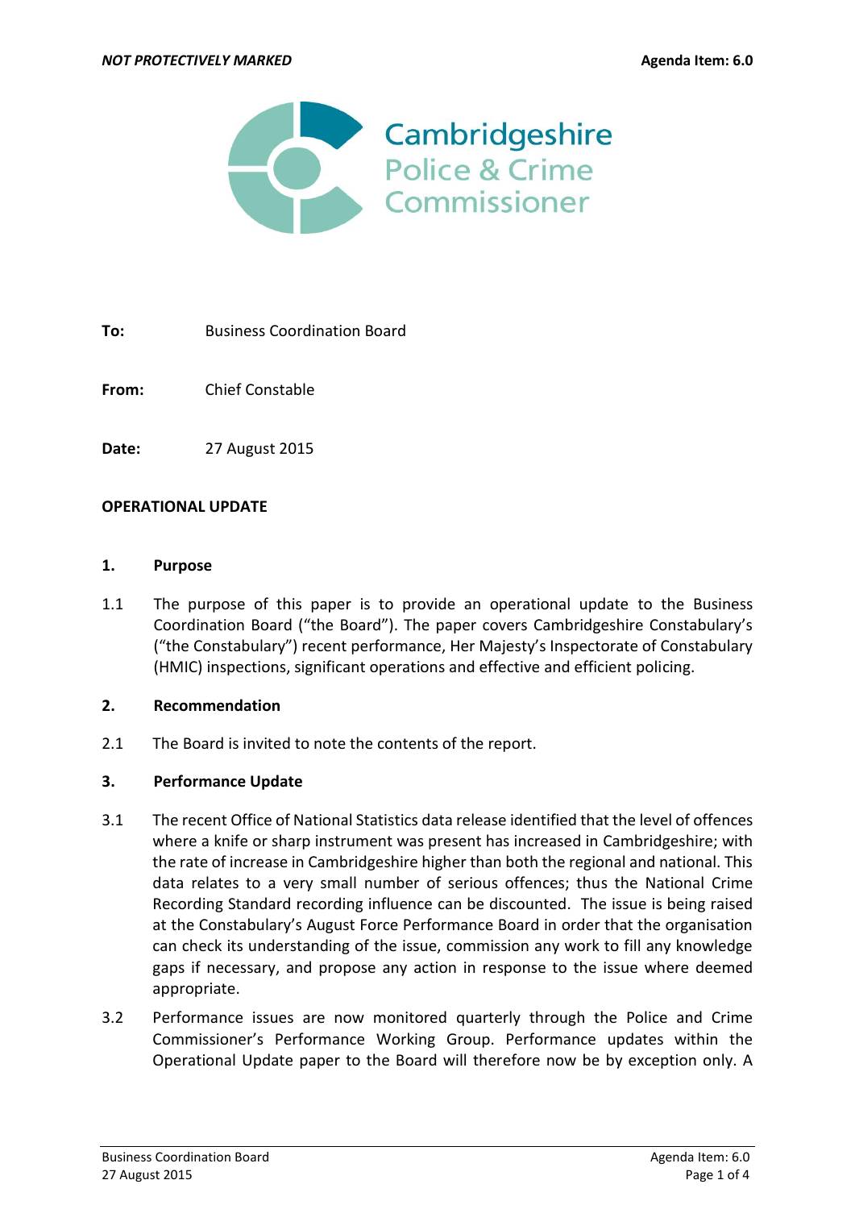*NOT PROTECTIVELY MARKED* **Agenda Item: 6.0**

Cambridgeshire Police & Crime Commissioner

**To:** Business Coordination Board

**From:** Chief Constable

**Date:** 27 August 2015

**OPERATIONAL UPDATE**

**1. Purpose**

1.1 The purpose of this paper is to provide an operational update to the Business Coordination Board ("the Board"). The paper covers Cambridgeshire Constabulary's ("the Constabulary") recent performance, Her Majesty's Inspectorate of Constabulary (HMIC) inspections, significant operations and effective and efficient policing.

**2. Recommendation**

2.1 The Board is invited to note the contents of the report.

**3. Performance Update**

3.1 The recent Office of National Statistics data release identified that the level of offences where a knife or sharp instrument was present has increased in Cambridgeshire; with the rate of increase in Cambridgeshire higher than both the regional and national. This data relates to a very small number of serious offences; thus the National Crime Recording Standard recording influence can be discounted. The issue is being raised at the Constabulary's August Force Performance Board in order that the organisation can check its understanding of the issue, commission any work to fill any knowledge gaps if necessary, and propose any action in response to the issue where deemed appropriate.

3.2 Performance issues are now monitored quarterly through the Police and Crime Commissioner's Performance Working Group. Performance updates within the Operational Update paper to the Board will therefore now be by exception only. A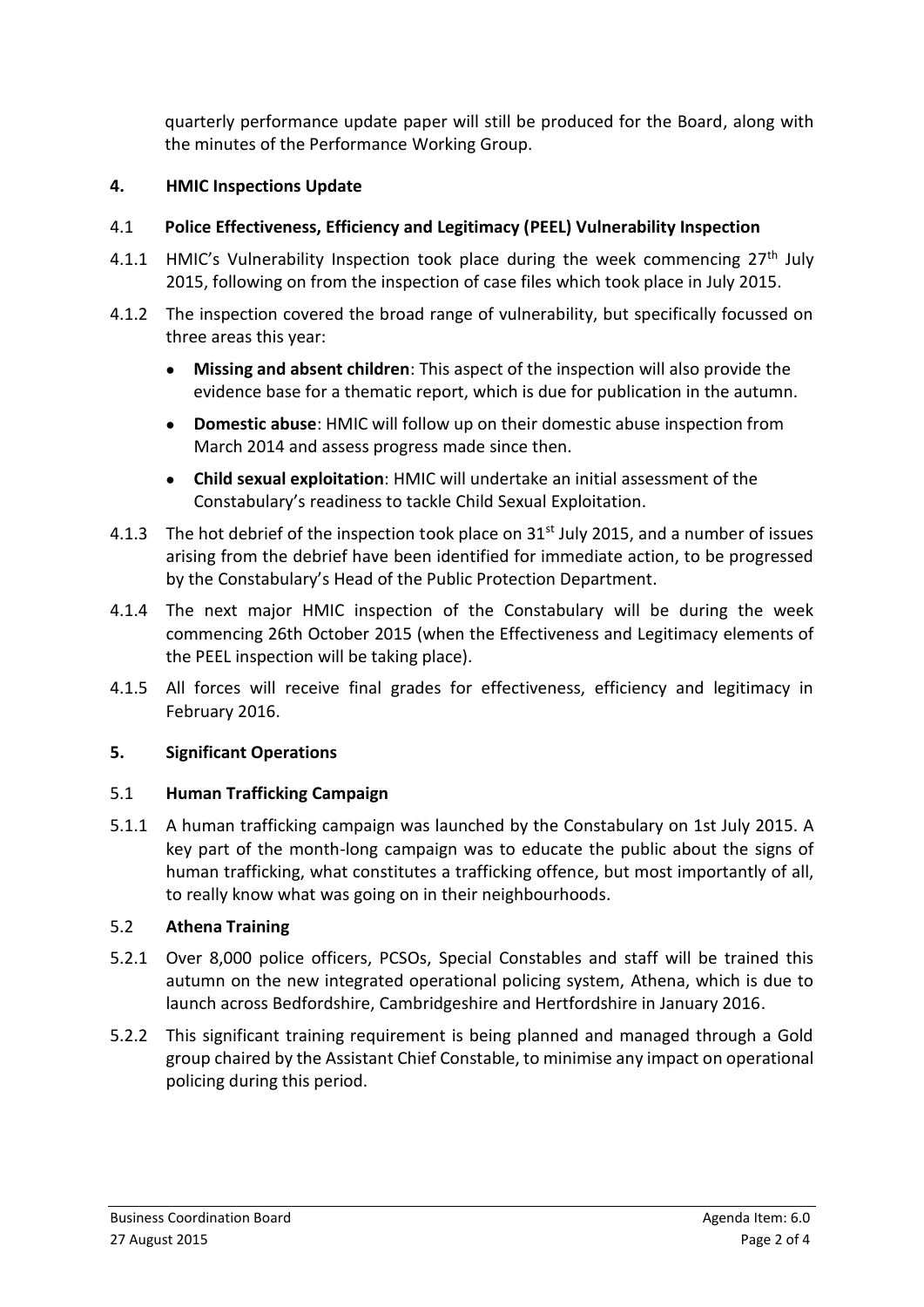quarterly performance update paper will still be produced for the Board, along with the minutes of the Performance Working Group.

## 4. HMIC Inspections Update

### 4.1 Police Effectiveness, Efficiency and Legitimacy (PEEL) Vulnerability Inspection

4.1.1 HMIC's Vulnerability Inspection took place during the week commencing 27th July 2015, following on from the inspection of case files which took place in July 2015.

4.1.2 The inspection covered the broad range of vulnerability, but specifically focussed on three areas this year:

- **Missing and absent children**: This aspect of the inspection will also provide the evidence base for a thematic report, which is due for publication in the autumn.
- **Domestic abuse**: HMIC will follow up on their domestic abuse inspection from March 2014 and assess progress made since then.
- **Child sexual exploitation**: HMIC will undertake an initial assessment of the Constabulary's readiness to tackle Child Sexual Exploitation.

4.1.3 The hot debrief of the inspection took place on 31st July 2015, and a number of issues arising from the debrief have been identified for immediate action, to be progressed by the Constabulary's Head of the Public Protection Department.

4.1.4 The next major HMIC inspection of the Constabulary will be during the week commencing 26th October 2015 (when the Effectiveness and Legitimacy elements of the PEEL inspection will be taking place).

4.1.5 All forces will receive final grades for effectiveness, efficiency and legitimacy in February 2016.

## 5. Significant Operations

### 5.1 Human Trafficking Campaign

5.1.1 A human trafficking campaign was launched by the Constabulary on 1st July 2015. A key part of the month-long campaign was to educate the public about the signs of human trafficking, what constitutes a trafficking offence, but most importantly of all, to really know what was going on in their neighbourhoods.

### 5.2 Athena Training

5.2.1 Over 8,000 police officers, PCSOs, Special Constables and staff will be trained this autumn on the new integrated operational policing system, Athena, which is due to launch across Bedfordshire, Cambridgeshire and Hertfordshire in January 2016.

5.2.2 This significant training requirement is being planned and managed through a Gold group chaired by the Assistant Chief Constable, to minimise any impact on operational policing during this period.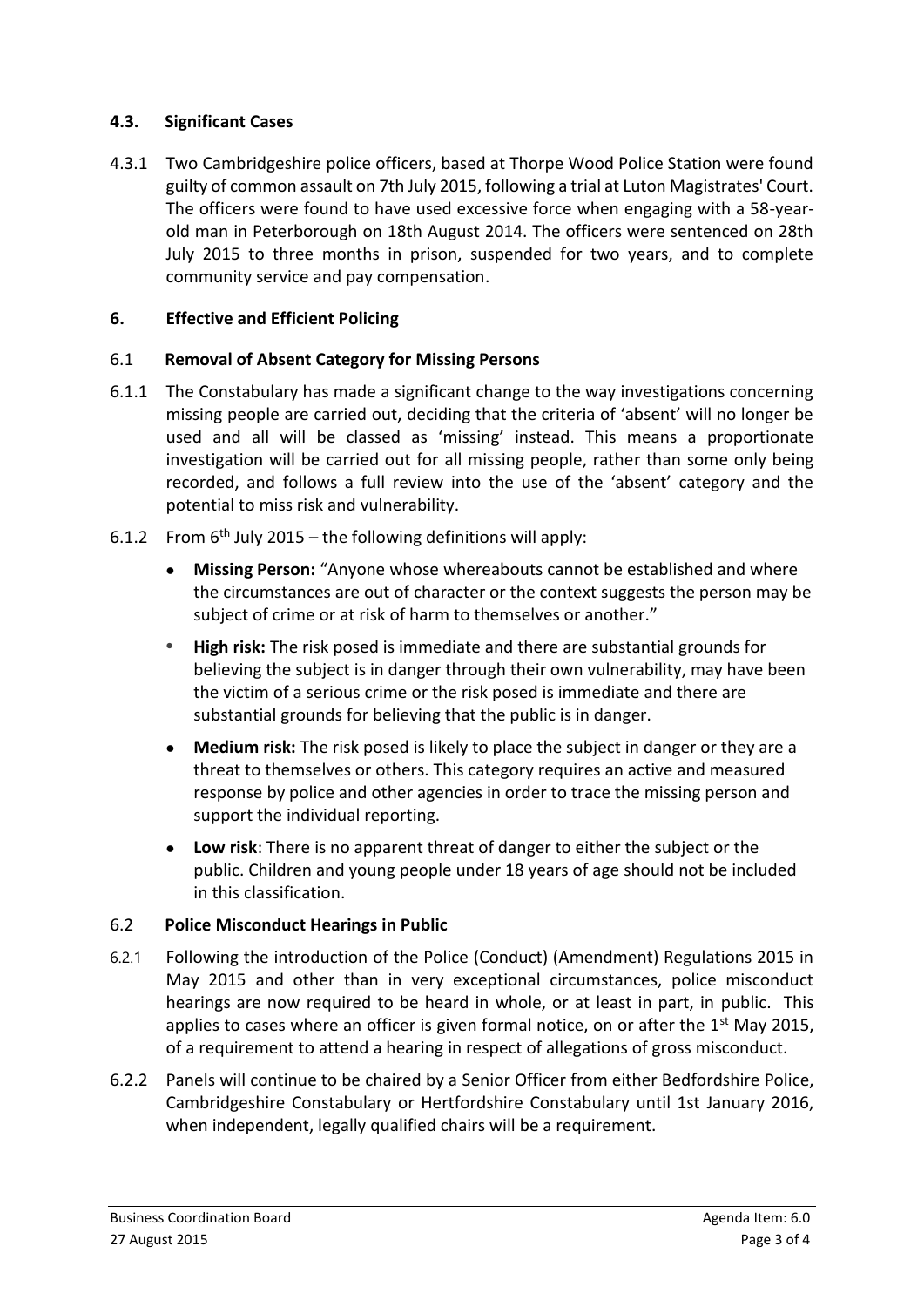### 4.3. Significant Cases

4.3.1 Two Cambridgeshire police officers, based at Thorpe Wood Police Station were found guilty of common assault on 7th July 2015, following a trial at Luton Magistrates' Court. The officers were found to have used excessive force when engaging with a 58-year-old man in Peterborough on 18th August 2014. The officers were sentenced on 28th July 2015 to three months in prison, suspended for two years, and to complete community service and pay compensation.

## 6. Effective and Efficient Policing

### 6.1 Removal of Absent Category for Missing Persons

6.1.1 The Constabulary has made a significant change to the way investigations concerning missing people are carried out, deciding that the criteria of 'absent' will no longer be used and all will be classed as 'missing' instead. This means a proportionate investigation will be carried out for all missing people, rather than some only being recorded, and follows a full review into the use of the 'absent' category and the potential to miss risk and vulnerability.

6.1.2 From 6th July 2015 – the following definitions will apply:

- **Missing Person:** "Anyone whose whereabouts cannot be established and where the circumstances are out of character or the context suggests the person may be subject of crime or at risk of harm to themselves or another."
- **High risk:** The risk posed is immediate and there are substantial grounds for believing the subject is in danger through their own vulnerability, may have been the victim of a serious crime or the risk posed is immediate and there are substantial grounds for believing that the public is in danger.
- **Medium risk:** The risk posed is likely to place the subject in danger or they are a threat to themselves or others. This category requires an active and measured response by police and other agencies in order to trace the missing person and support the individual reporting.
- **Low risk**: There is no apparent threat of danger to either the subject or the public. Children and young people under 18 years of age should not be included in this classification.

### 6.2 Police Misconduct Hearings in Public

6.2.1 Following the introduction of the Police (Conduct) (Amendment) Regulations 2015 in May 2015 and other than in very exceptional circumstances, police misconduct hearings are now required to be heard in whole, or at least in part, in public. This applies to cases where an officer is given formal notice, on or after the 1st May 2015, of a requirement to attend a hearing in respect of allegations of gross misconduct.

6.2.2 Panels will continue to be chaired by a Senior Officer from either Bedfordshire Police, Cambridgeshire Constabulary or Hertfordshire Constabulary until 1st January 2016, when independent, legally qualified chairs will be a requirement.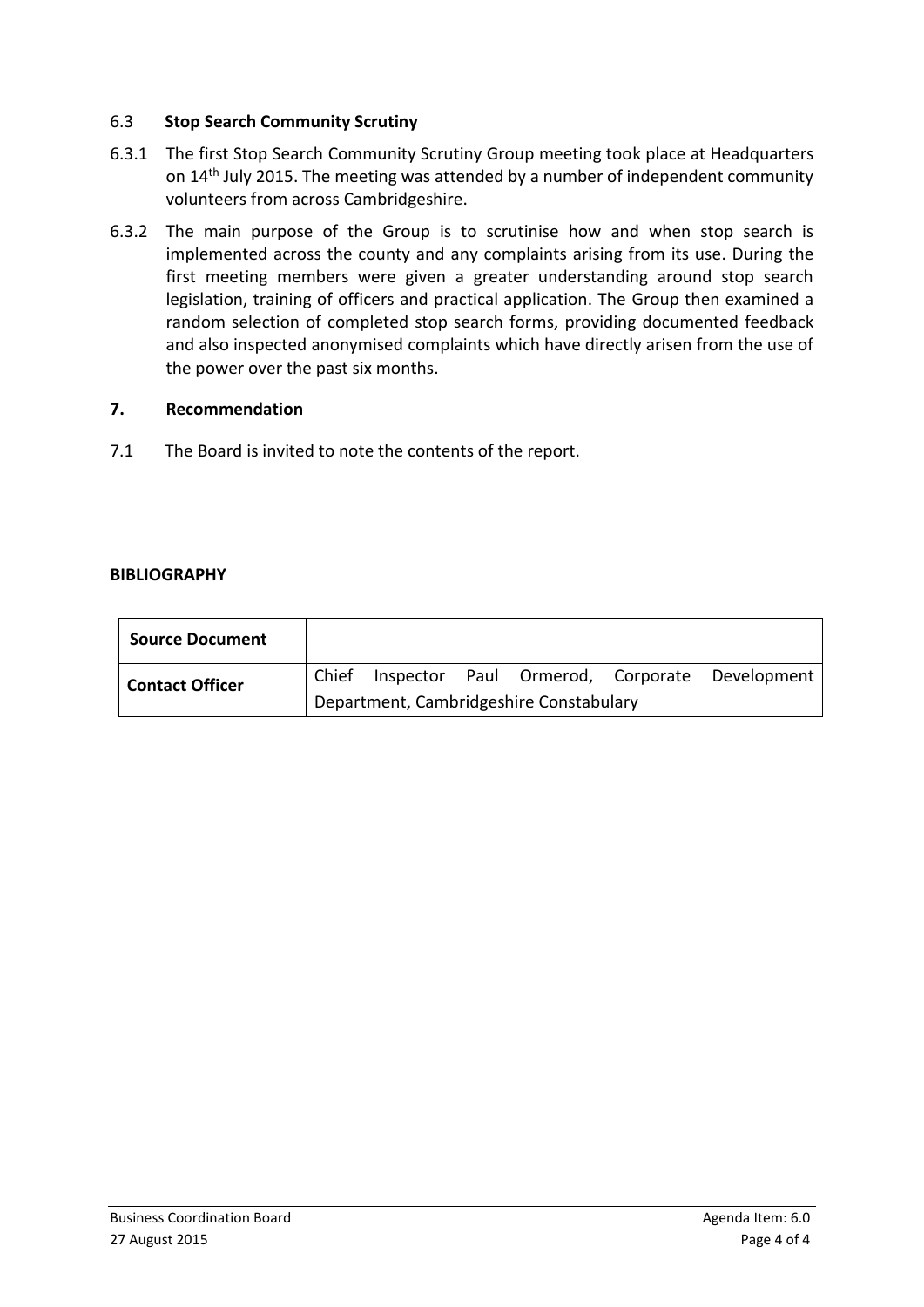### 6.3 **Stop Search Community Scrutiny**

6.3.1 The first Stop Search Community Scrutiny Group meeting took place at Headquarters on 14th July 2015. The meeting was attended by a number of independent community volunteers from across Cambridgeshire.

6.3.2 The main purpose of the Group is to scrutinise how and when stop search is implemented across the county and any complaints arising from its use. During the first meeting members were given a greater understanding around stop search legislation, training of officers and practical application. The Group then examined a random selection of completed stop search forms, providing documented feedback and also inspected anonymised complaints which have directly arisen from the use of the power over the past six months.

## 7. Recommendation

7.1 The Board is invited to note the contents of the report.

**BIBLIOGRAPHY**

| | |
|---|---|
| **Source Document** | |
| **Contact Officer** | Chief Inspector Paul Ormerod, Corporate Development Department, Cambridgeshire Constabulary |